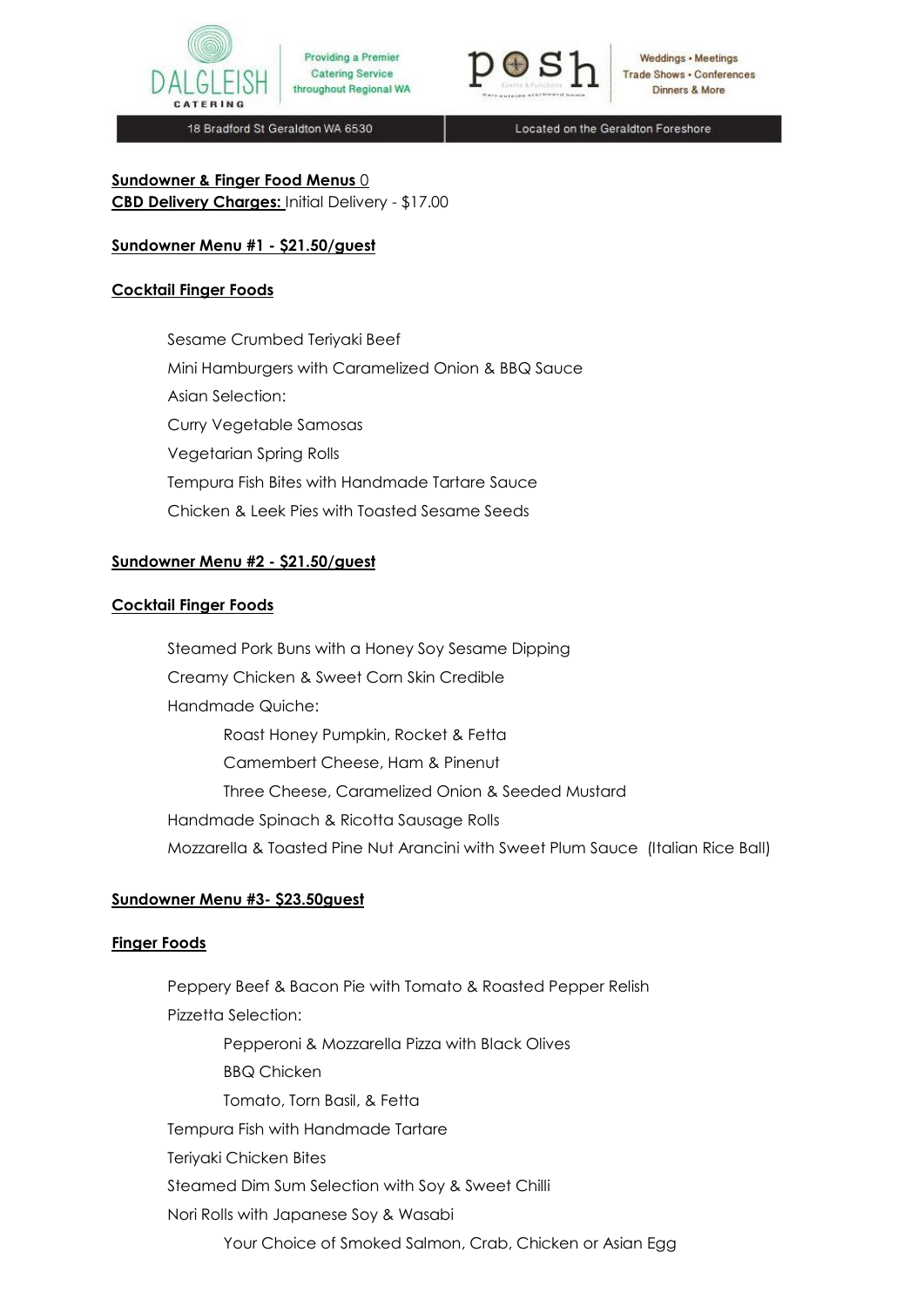DALGLEISH CATERING

Providing a Premier Catering Service throughout Regional WA

posh

Weddings • Meetings
Trade Shows • Conferences
Dinners & More

18 Bradford St Geraldton WA 6530

Located on the Geraldton Foreshore

**Sundowner & Finger Food Menus** 0
**CBD Delivery Charges:** Initial Delivery - $17.00

**Sundowner Menu #1 - $21.50/guest**

**Cocktail Finger Foods**

- Sesame Crumbed Teriyaki Beef
- Mini Hamburgers with Caramelized Onion & BBQ Sauce
- Asian Selection:
- Curry Vegetable Samosas
- Vegetarian Spring Rolls
- Tempura Fish Bites with Handmade Tartare Sauce
- Chicken & Leek Pies with Toasted Sesame Seeds

**Sundowner Menu #2 - $21.50/guest**

**Cocktail Finger Foods**

- Steamed Pork Buns with a Honey Soy Sesame Dipping
- Creamy Chicken & Sweet Corn Skin Credible
- Handmade Quiche:
  - Roast Honey Pumpkin, Rocket & Fetta
  - Camembert Cheese, Ham & Pinenut
  - Three Cheese, Caramelized Onion & Seeded Mustard
- Handmade Spinach & Ricotta Sausage Rolls
- Mozzarella & Toasted Pine Nut Arancini with Sweet Plum Sauce (Italian Rice Ball)

**Sundowner Menu #3- $23.50guest**

**Finger Foods**

- Peppery Beef & Bacon Pie with Tomato & Roasted Pepper Relish
- Pizzetta Selection:
  - Pepperoni & Mozzarella Pizza with Black Olives
  - BBQ Chicken
  - Tomato, Torn Basil, & Fetta
- Tempura Fish with Handmade Tartare
- Teriyaki Chicken Bites
- Steamed Dim Sum Selection with Soy & Sweet Chilli
- Nori Rolls with Japanese Soy & Wasabi
  - Your Choice of Smoked Salmon, Crab, Chicken or Asian Egg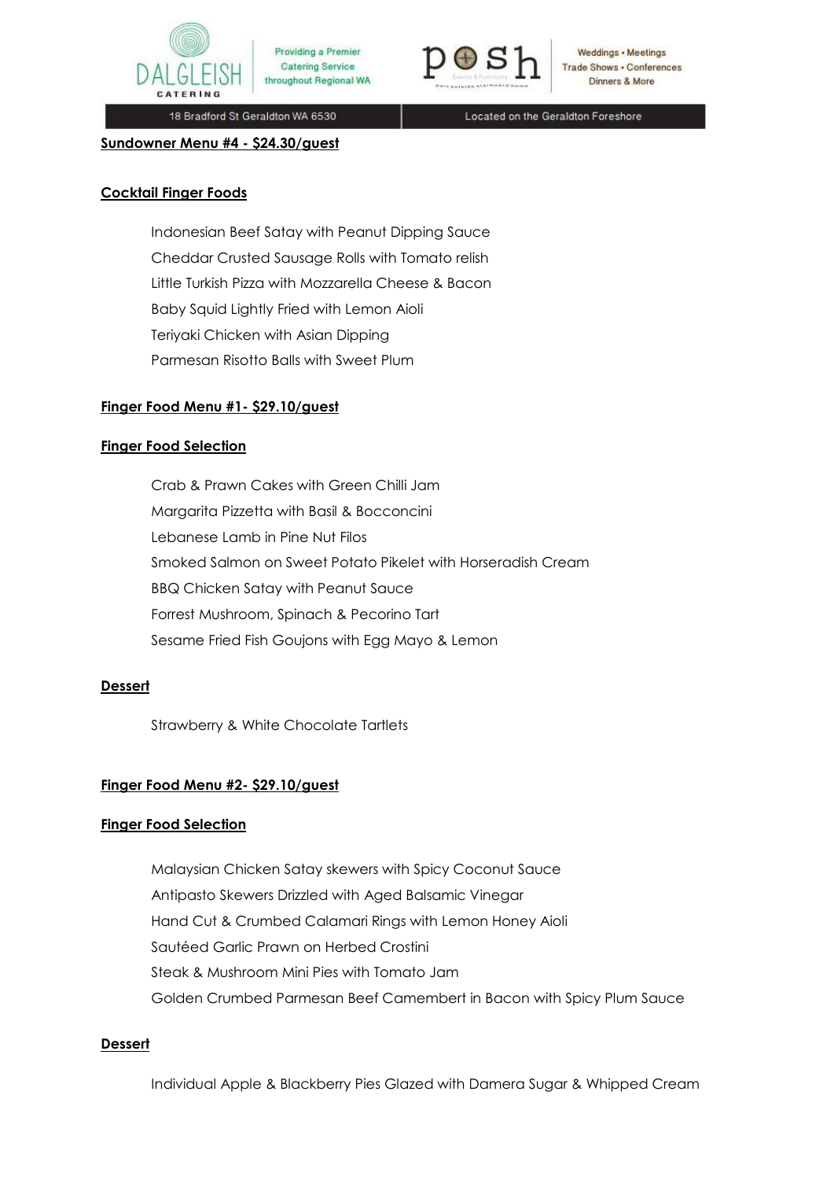## Sundowner Menu #4 - $24.30/guest

### Cocktail Finger Foods

Indonesian Beef Satay with Peanut Dipping Sauce
Cheddar Crusted Sausage Rolls with Tomato relish
Little Turkish Pizza with Mozzarella Cheese & Bacon
Baby Squid Lightly Fried with Lemon Aioli
Teriyaki Chicken with Asian Dipping
Parmesan Risotto Balls with Sweet Plum

## Finger Food Menu #1- $29.10/guest

### Finger Food Selection

Crab & Prawn Cakes with Green Chilli Jam
Margarita Pizzetta with Basil & Bocconcini
Lebanese Lamb in Pine Nut Filos
Smoked Salmon on Sweet Potato Pikelet with Horseradish Cream
BBQ Chicken Satay with Peanut Sauce
Forrest Mushroom, Spinach & Pecorino Tart
Sesame Fried Fish Goujons with Egg Mayo & Lemon

### Dessert

Strawberry & White Chocolate Tartlets

## Finger Food Menu #2- $29.10/guest

### Finger Food Selection

Malaysian Chicken Satay skewers with Spicy Coconut Sauce
Antipasto Skewers Drizzled with Aged Balsamic Vinegar
Hand Cut & Crumbed Calamari Rings with Lemon Honey Aioli
Sautéed Garlic Prawn on Herbed Crostini
Steak & Mushroom Mini Pies with Tomato Jam
Golden Crumbed Parmesan Beef Camembert in Bacon with Spicy Plum Sauce

### Dessert

Individual Apple & Blackberry Pies Glazed with Damera Sugar & Whipped Cream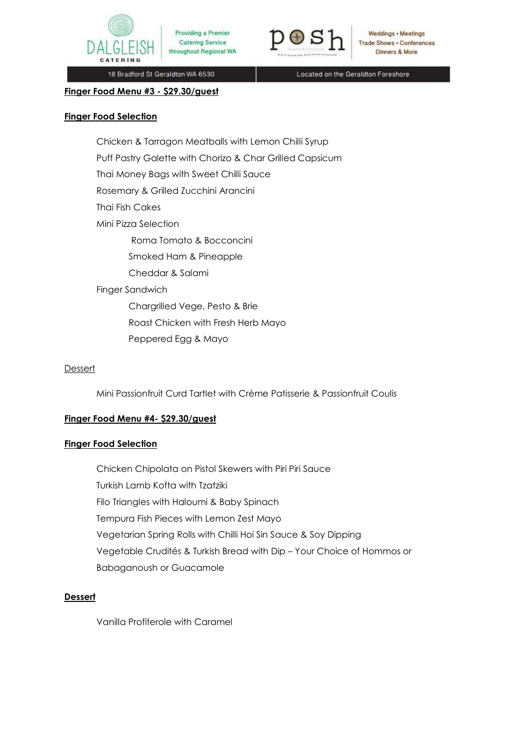**Finger Food Menu #3 - $29.30/guest**

**Finger Food Selection**

- Chicken & Tarragon Meatballs with Lemon Chilli Syrup
- Puff Pastry Galette with Chorizo & Char Grilled Capsicum
- Thai Money Bags with Sweet Chilli Sauce
- Rosemary & Grilled Zucchini Arancini
- Thai Fish Cakes
- Mini Pizza Selection
  - Roma Tomato & Bocconcini
  - Smoked Ham & Pineapple
  - Cheddar & Salami
- Finger Sandwich
  - Chargrilled Vege, Pesto & Brie
  - Roast Chicken with Fresh Herb Mayo
  - Peppered Egg & Mayo

Dessert

- Mini Passionfruit Curd Tartlet with Crème Patisserie & Passionfruit Coulis

**Finger Food Menu #4- $29.30/guest**

**Finger Food Selection**

- Chicken Chipolata on Pistol Skewers with Piri Piri Sauce
- Turkish Lamb Kofta with Tzatziki
- Filo Triangles with Haloumi & Baby Spinach
- Tempura Fish Pieces with Lemon Zest Mayo
- Vegetarian Spring Rolls with Chilli Hoi Sin Sauce & Soy Dipping
- Vegetable Crudités & Turkish Bread with Dip – Your Choice of Hommos or Babaganoush or Guacamole

**Dessert**

- Vanilla Profiterole with Caramel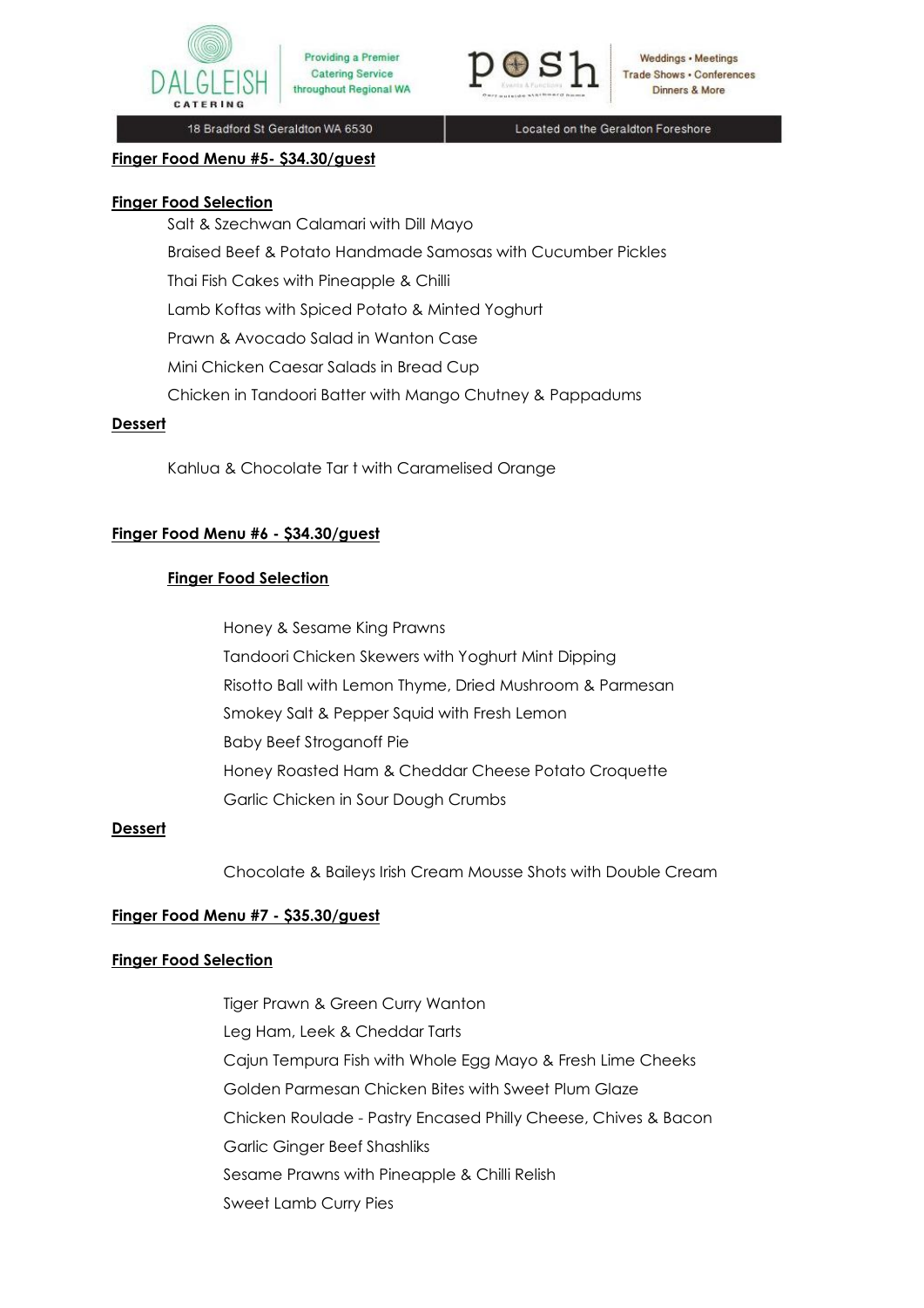**Finger Food Menu #5- $34.30/guest**

**Finger Food Selection**

- Salt & Szechwan Calamari with Dill Mayo
- Braised Beef & Potato Handmade Samosas with Cucumber Pickles
- Thai Fish Cakes with Pineapple & Chilli
- Lamb Koftas with Spiced Potato & Minted Yoghurt
- Prawn & Avocado Salad in Wanton Case
- Mini Chicken Caesar Salads in Bread Cup
- Chicken in Tandoori Batter with Mango Chutney & Pappadums

**Dessert**

- Kahlua & Chocolate Tar t with Caramelised Orange

**Finger Food Menu #6 - $34.30/guest**

**Finger Food Selection**

- Honey & Sesame King Prawns
- Tandoori Chicken Skewers with Yoghurt Mint Dipping
- Risotto Ball with Lemon Thyme, Dried Mushroom & Parmesan
- Smokey Salt & Pepper Squid with Fresh Lemon
- Baby Beef Stroganoff Pie
- Honey Roasted Ham & Cheddar Cheese Potato Croquette
- Garlic Chicken in Sour Dough Crumbs

**Dessert**

- Chocolate & Baileys Irish Cream Mousse Shots with Double Cream

**Finger Food Menu #7 - $35.30/guest**

**Finger Food Selection**

- Tiger Prawn & Green Curry Wanton
- Leg Ham, Leek & Cheddar Tarts
- Cajun Tempura Fish with Whole Egg Mayo & Fresh Lime Cheeks
- Golden Parmesan Chicken Bites with Sweet Plum Glaze
- Chicken Roulade - Pastry Encased Philly Cheese, Chives & Bacon
- Garlic Ginger Beef Shashliks
- Sesame Prawns with Pineapple & Chilli Relish
- Sweet Lamb Curry Pies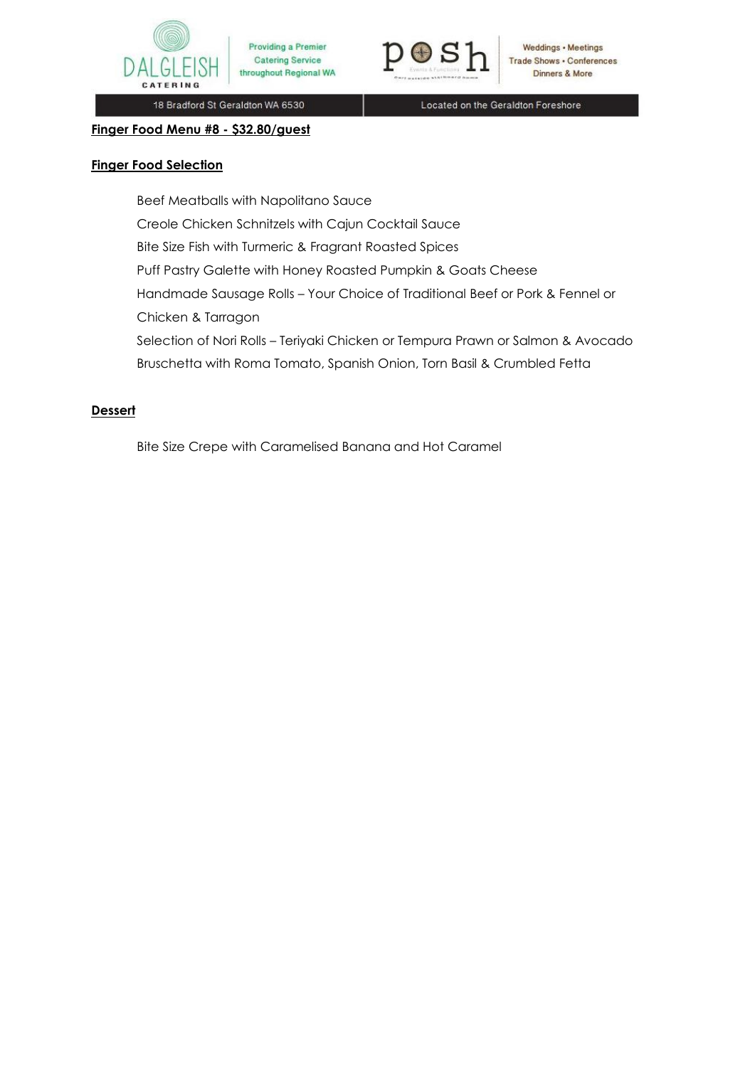**Finger Food Menu #8 - $32.80/guest**

**Finger Food Selection**

Beef Meatballs with Napolitano Sauce
Creole Chicken Schnitzels with Cajun Cocktail Sauce
Bite Size Fish with Turmeric & Fragrant Roasted Spices
Puff Pastry Galette with Honey Roasted Pumpkin & Goats Cheese
Handmade Sausage Rolls – Your Choice of Traditional Beef or Pork & Fennel or Chicken & Tarragon
Selection of Nori Rolls – Teriyaki Chicken or Tempura Prawn or Salmon & Avocado
Bruschetta with Roma Tomato, Spanish Onion, Torn Basil & Crumbled Fetta

**Dessert**

Bite Size Crepe with Caramelised Banana and Hot Caramel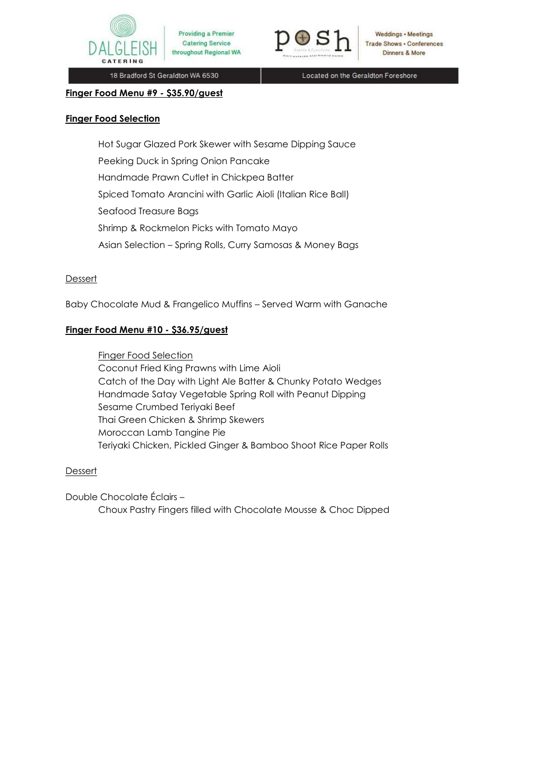**Finger Food Menu #9 - $35.90/guest**

**Finger Food Selection**

Hot Sugar Glazed Pork Skewer with Sesame Dipping Sauce
Peeking Duck in Spring Onion Pancake
Handmade Prawn Cutlet in Chickpea Batter
Spiced Tomato Arancini with Garlic Aioli (Italian Rice Ball)
Seafood Treasure Bags
Shrimp & Rockmelon Picks with Tomato Mayo
Asian Selection – Spring Rolls, Curry Samosas & Money Bags

Dessert

Baby Chocolate Mud & Frangelico Muffins – Served Warm with Ganache

**Finger Food Menu #10 - $36.95/guest**

Finger Food Selection
Coconut Fried King Prawns with Lime Aioli
Catch of the Day with Light Ale Batter & Chunky Potato Wedges
Handmade Satay Vegetable Spring Roll with Peanut Dipping
Sesame Crumbed Teriyaki Beef
Thai Green Chicken & Shrimp Skewers
Moroccan Lamb Tangine Pie
Teriyaki Chicken, Pickled Ginger & Bamboo Shoot Rice Paper Rolls

Dessert

Double Chocolate Éclairs –
Choux Pastry Fingers filled with Chocolate Mousse & Choc Dipped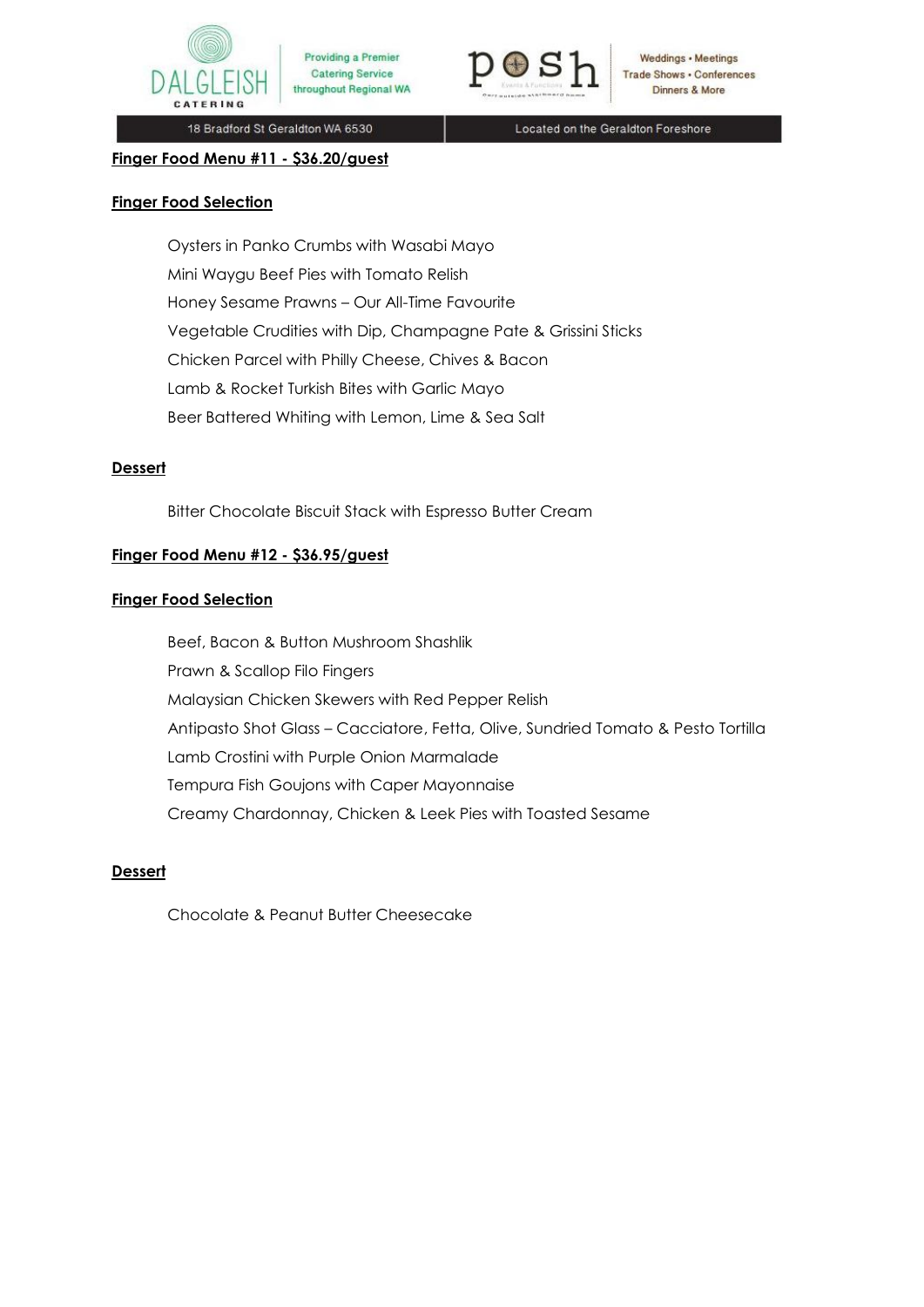**Finger Food Menu #11 - $36.20/guest**

**Finger Food Selection**

Oysters in Panko Crumbs with Wasabi Mayo
Mini Waygu Beef Pies with Tomato Relish
Honey Sesame Prawns – Our All-Time Favourite
Vegetable Crudities with Dip, Champagne Pate & Grissini Sticks
Chicken Parcel with Philly Cheese, Chives & Bacon
Lamb & Rocket Turkish Bites with Garlic Mayo
Beer Battered Whiting with Lemon, Lime & Sea Salt

**Dessert**

Bitter Chocolate Biscuit Stack with Espresso Butter Cream

**Finger Food Menu #12 - $36.95/guest**

**Finger Food Selection**

Beef, Bacon & Button Mushroom Shashlik
Prawn & Scallop Filo Fingers
Malaysian Chicken Skewers with Red Pepper Relish
Antipasto Shot Glass – Cacciatore, Fetta, Olive, Sundried Tomato & Pesto Tortilla
Lamb Crostini with Purple Onion Marmalade
Tempura Fish Goujons with Caper Mayonnaise
Creamy Chardonnay, Chicken & Leek Pies with Toasted Sesame

**Dessert**

Chocolate & Peanut Butter Cheesecake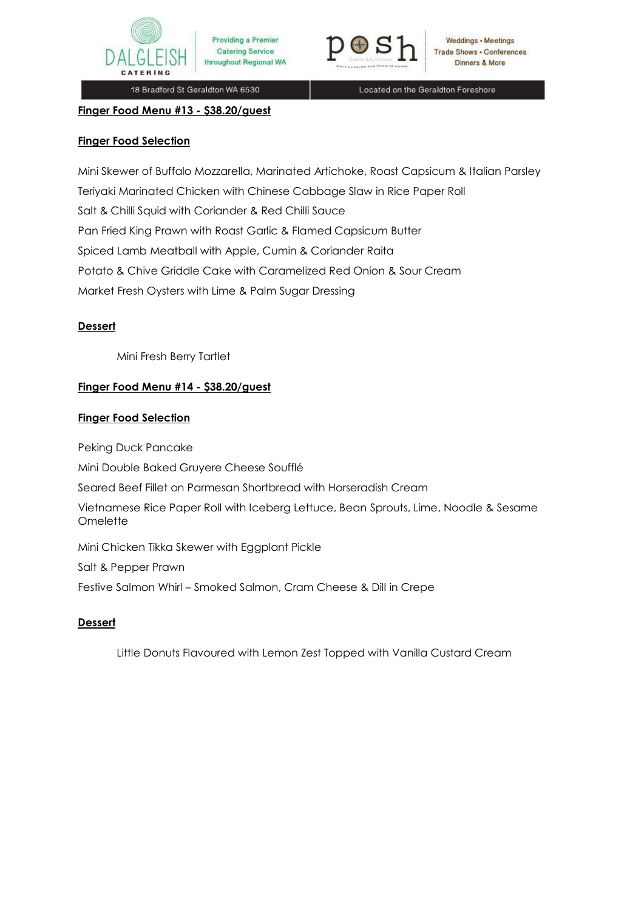## Finger Food Menu #13 - $38.20/guest

### Finger Food Selection

Mini Skewer of Buffalo Mozzarella, Marinated Artichoke, Roast Capsicum & Italian Parsley

Teriyaki Marinated Chicken with Chinese Cabbage Slaw in Rice Paper Roll

Salt & Chilli Squid with Coriander & Red Chilli Sauce

Pan Fried King Prawn with Roast Garlic & Flamed Capsicum Butter

Spiced Lamb Meatball with Apple, Cumin & Coriander Raita

Potato & Chive Griddle Cake with Caramelized Red Onion & Sour Cream

Market Fresh Oysters with Lime & Palm Sugar Dressing

### Dessert

Mini Fresh Berry Tartlet

## Finger Food Menu #14 - $38.20/guest

### Finger Food Selection

Peking Duck Pancake

Mini Double Baked Gruyere Cheese Soufflé

Seared Beef Fillet on Parmesan Shortbread with Horseradish Cream

Vietnamese Rice Paper Roll with Iceberg Lettuce, Bean Sprouts, Lime, Noodle & Sesame Omelette

Mini Chicken Tikka Skewer with Eggplant Pickle

Salt & Pepper Prawn

Festive Salmon Whirl – Smoked Salmon, Cram Cheese & Dill in Crepe

### Dessert

Little Donuts Flavoured with Lemon Zest Topped with Vanilla Custard Cream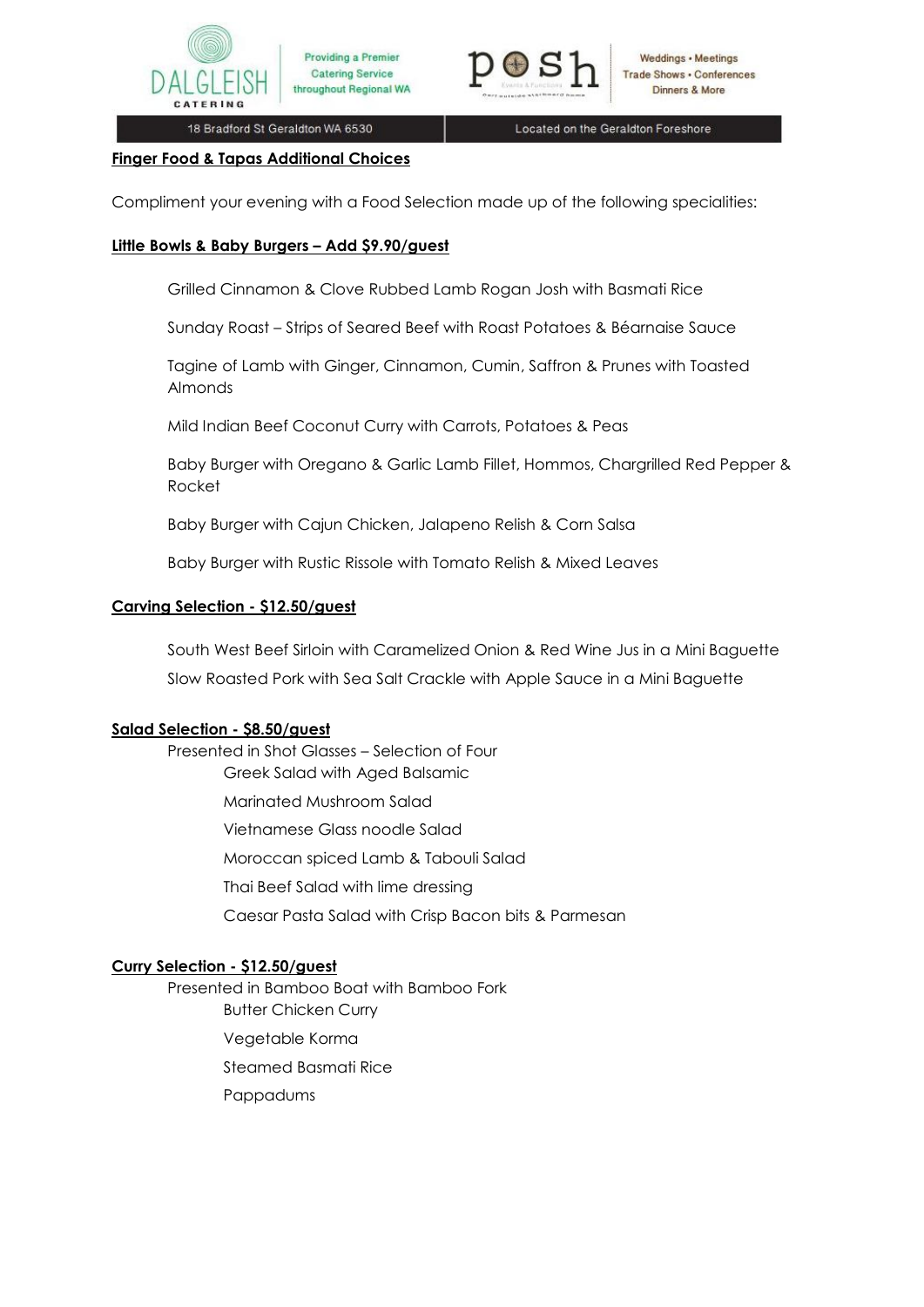## Finger Food & Tapas Additional Choices

Compliment your evening with a Food Selection made up of the following specialities:

### Little Bowls & Baby Burgers – Add $9.90/guest

Grilled Cinnamon & Clove Rubbed Lamb Rogan Josh with Basmati Rice

Sunday Roast – Strips of Seared Beef with Roast Potatoes & Béarnaise Sauce

Tagine of Lamb with Ginger, Cinnamon, Cumin, Saffron & Prunes with Toasted Almonds

Mild Indian Beef Coconut Curry with Carrots, Potatoes & Peas

Baby Burger with Oregano & Garlic Lamb Fillet, Hommos, Chargrilled Red Pepper & Rocket

Baby Burger with Cajun Chicken, Jalapeno Relish & Corn Salsa

Baby Burger with Rustic Rissole with Tomato Relish & Mixed Leaves

### Carving Selection - $12.50/guest

South West Beef Sirloin with Caramelized Onion & Red Wine Jus in a Mini Baguette

Slow Roasted Pork with Sea Salt Crackle with Apple Sauce in a Mini Baguette

### Salad Selection - $8.50/guest

Presented in Shot Glasses – Selection of Four

- Greek Salad with Aged Balsamic
- Marinated Mushroom Salad
- Vietnamese Glass noodle Salad
- Moroccan spiced Lamb & Tabouli Salad
- Thai Beef Salad with lime dressing
- Caesar Pasta Salad with Crisp Bacon bits & Parmesan

### Curry Selection - $12.50/guest

Presented in Bamboo Boat with Bamboo Fork

- Butter Chicken Curry
- Vegetable Korma
- Steamed Basmati Rice
- Pappadums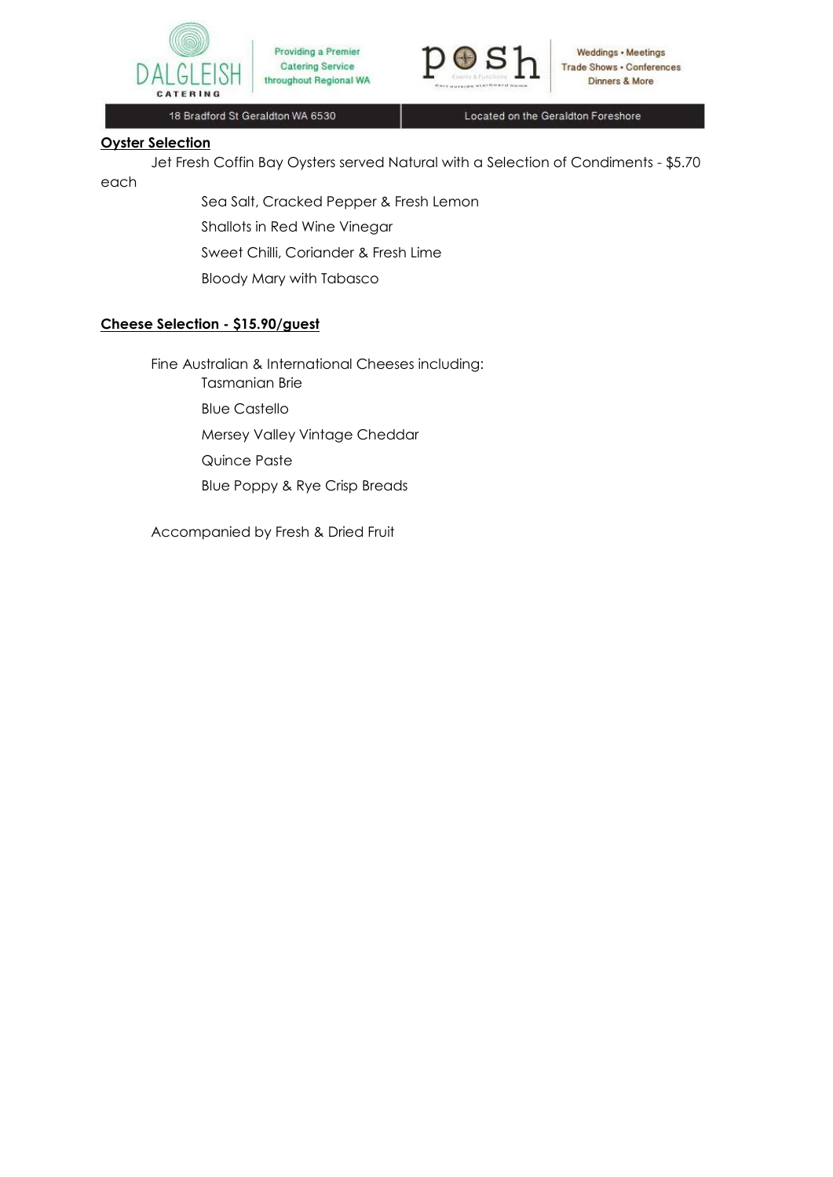## Oyster Selection

Jet Fresh Coffin Bay Oysters served Natural with a Selection of Condiments - $5.70 each

- Sea Salt, Cracked Pepper & Fresh Lemon
- Shallots in Red Wine Vinegar
- Sweet Chilli, Coriander & Fresh Lime
- Bloody Mary with Tabasco

## Cheese Selection - $15.90/guest

Fine Australian & International Cheeses including:

- Tasmanian Brie
- Blue Castello
- Mersey Valley Vintage Cheddar
- Quince Paste
- Blue Poppy & Rye Crisp Breads

Accompanied by Fresh & Dried Fruit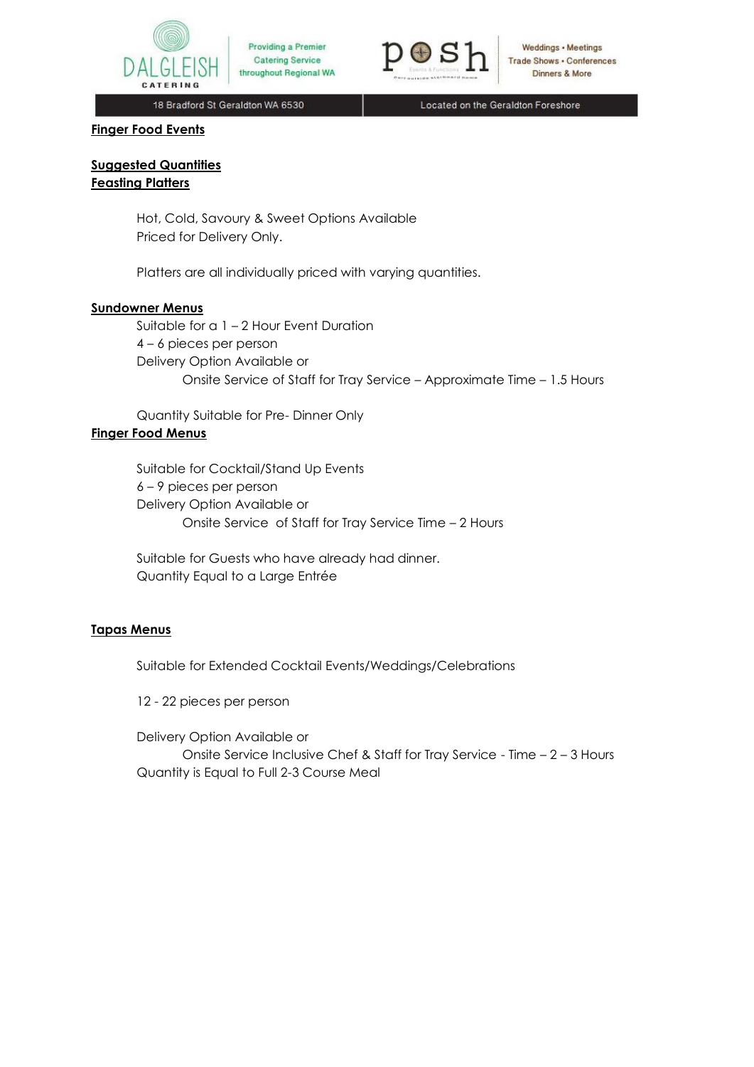**Finger Food Events**

**Suggested Quantities**

**Feasting Platters**

Hot, Cold, Savoury & Sweet Options Available
Priced for Delivery Only.

Platters are all individually priced with varying quantities.

**Sundowner Menus**

Suitable for a 1 – 2 Hour Event Duration
4 – 6 pieces per person
Delivery Option Available or
Onsite Service of Staff for Tray Service – Approximate Time – 1.5 Hours

Quantity Suitable for Pre- Dinner Only

**Finger Food Menus**

Suitable for Cocktail/Stand Up Events
6 – 9 pieces per person
Delivery Option Available or
Onsite Service of Staff for Tray Service Time – 2 Hours

Suitable for Guests who have already had dinner.
Quantity Equal to a Large Entrée

**Tapas Menus**

Suitable for Extended Cocktail Events/Weddings/Celebrations

12 - 22 pieces per person

Delivery Option Available or
Onsite Service Inclusive Chef & Staff for Tray Service - Time – 2 – 3 Hours
Quantity is Equal to Full 2-3 Course Meal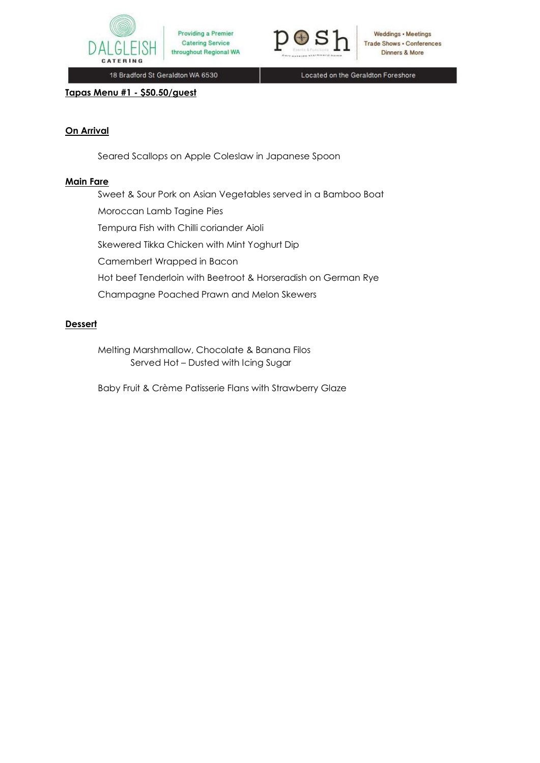**Tapas Menu #1 - $50.50/guest**

**On Arrival**

Seared Scallops on Apple Coleslaw in Japanese Spoon

**Main Fare**

Sweet & Sour Pork on Asian Vegetables served in a Bamboo Boat

Moroccan Lamb Tagine Pies

Tempura Fish with Chilli coriander Aioli

Skewered Tikka Chicken with Mint Yoghurt Dip

Camembert Wrapped in Bacon

Hot beef Tenderloin with Beetroot & Horseradish on German Rye

Champagne Poached Prawn and Melon Skewers

**Dessert**

Melting Marshmallow, Chocolate & Banana Filos
Served Hot – Dusted with Icing Sugar

Baby Fruit & Crème Patisserie Flans with Strawberry Glaze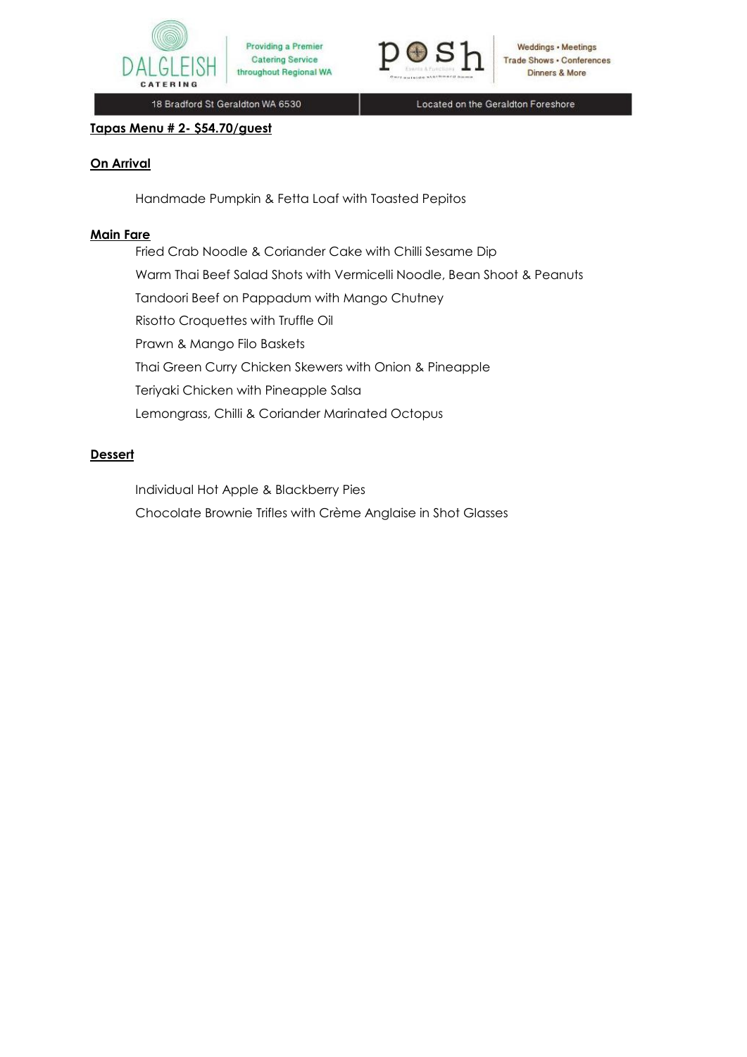**Tapas Menu # 2- $54.70/guest**

**On Arrival**

Handmade Pumpkin & Fetta Loaf with Toasted Pepitos

**Main Fare**

Fried Crab Noodle & Coriander Cake with Chilli Sesame Dip

Warm Thai Beef Salad Shots with Vermicelli Noodle, Bean Shoot & Peanuts

Tandoori Beef on Pappadum with Mango Chutney

Risotto Croquettes with Truffle Oil

Prawn & Mango Filo Baskets

Thai Green Curry Chicken Skewers with Onion & Pineapple

Teriyaki Chicken with Pineapple Salsa

Lemongrass, Chilli & Coriander Marinated Octopus

**Dessert**

Individual Hot Apple & Blackberry Pies

Chocolate Brownie Trifles with Crème Anglaise in Shot Glasses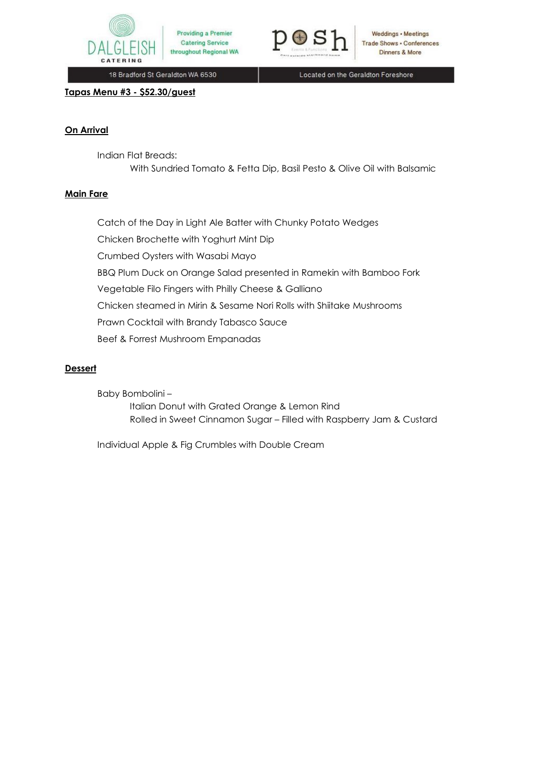**Tapas Menu #3 - $52.30/guest**

**On Arrival**

Indian Flat Breads:

With Sundried Tomato & Fetta Dip, Basil Pesto & Olive Oil with Balsamic

**Main Fare**

Catch of the Day in Light Ale Batter with Chunky Potato Wedges

Chicken Brochette with Yoghurt Mint Dip

Crumbed Oysters with Wasabi Mayo

BBQ Plum Duck on Orange Salad presented in Ramekin with Bamboo Fork

Vegetable Filo Fingers with Philly Cheese & Galliano

Chicken steamed in Mirin & Sesame Nori Rolls with Shiitake Mushrooms

Prawn Cocktail with Brandy Tabasco Sauce

Beef & Forrest Mushroom Empanadas

**Dessert**

Baby Bombolini –

Italian Donut with Grated Orange & Lemon Rind

Rolled in Sweet Cinnamon Sugar – Filled with Raspberry Jam & Custard

Individual Apple & Fig Crumbles with Double Cream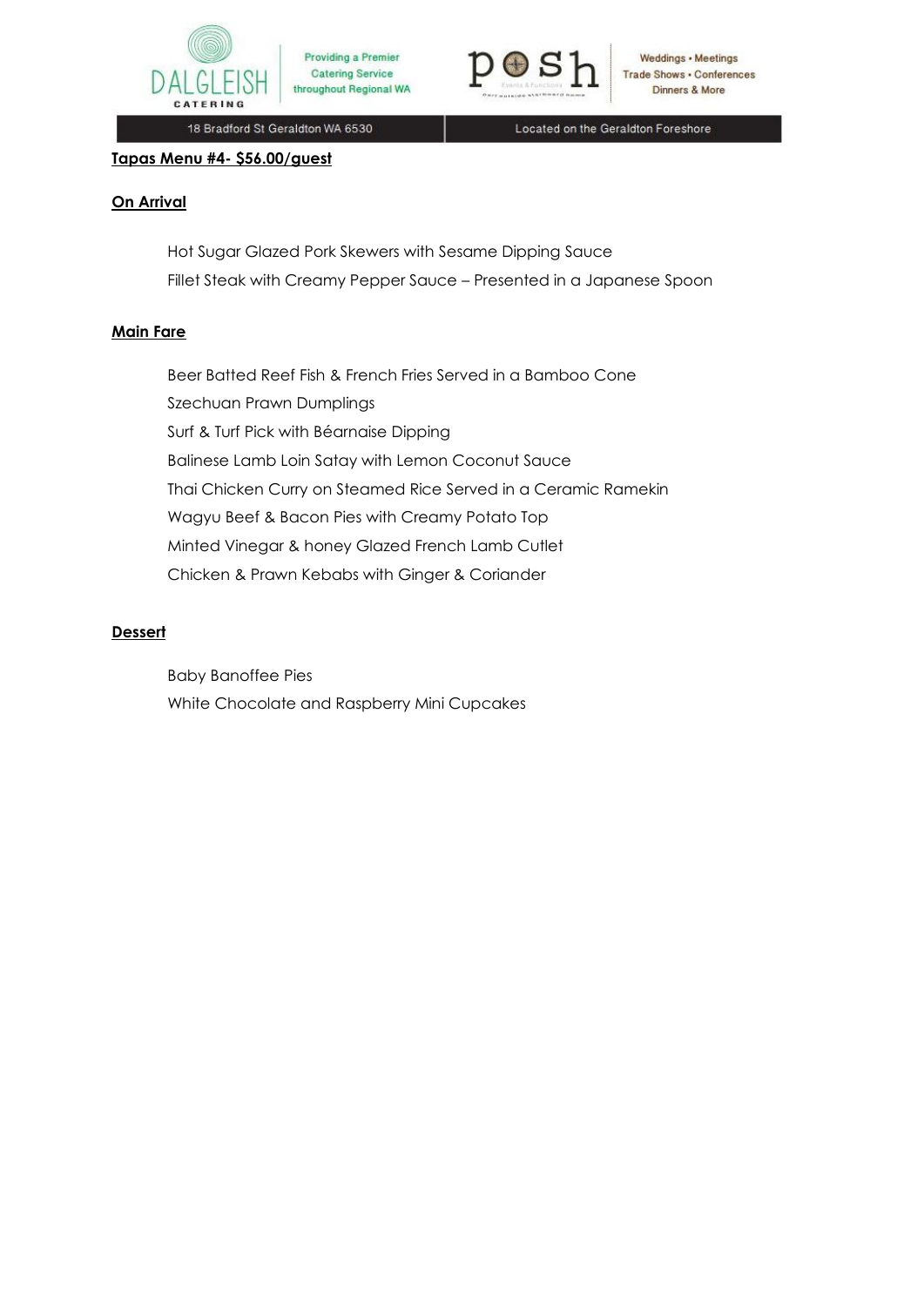## Tapas Menu #4- $56.00/guest

### On Arrival

Hot Sugar Glazed Pork Skewers with Sesame Dipping Sauce

Fillet Steak with Creamy Pepper Sauce – Presented in a Japanese Spoon

### Main Fare

Beer Batted Reef Fish & French Fries Served in a Bamboo Cone

Szechuan Prawn Dumplings

Surf & Turf Pick with Béarnaise Dipping

Balinese Lamb Loin Satay with Lemon Coconut Sauce

Thai Chicken Curry on Steamed Rice Served in a Ceramic Ramekin

Wagyu Beef & Bacon Pies with Creamy Potato Top

Minted Vinegar & honey Glazed French Lamb Cutlet

Chicken & Prawn Kebabs with Ginger & Coriander

### Dessert

Baby Banoffee Pies

White Chocolate and Raspberry Mini Cupcakes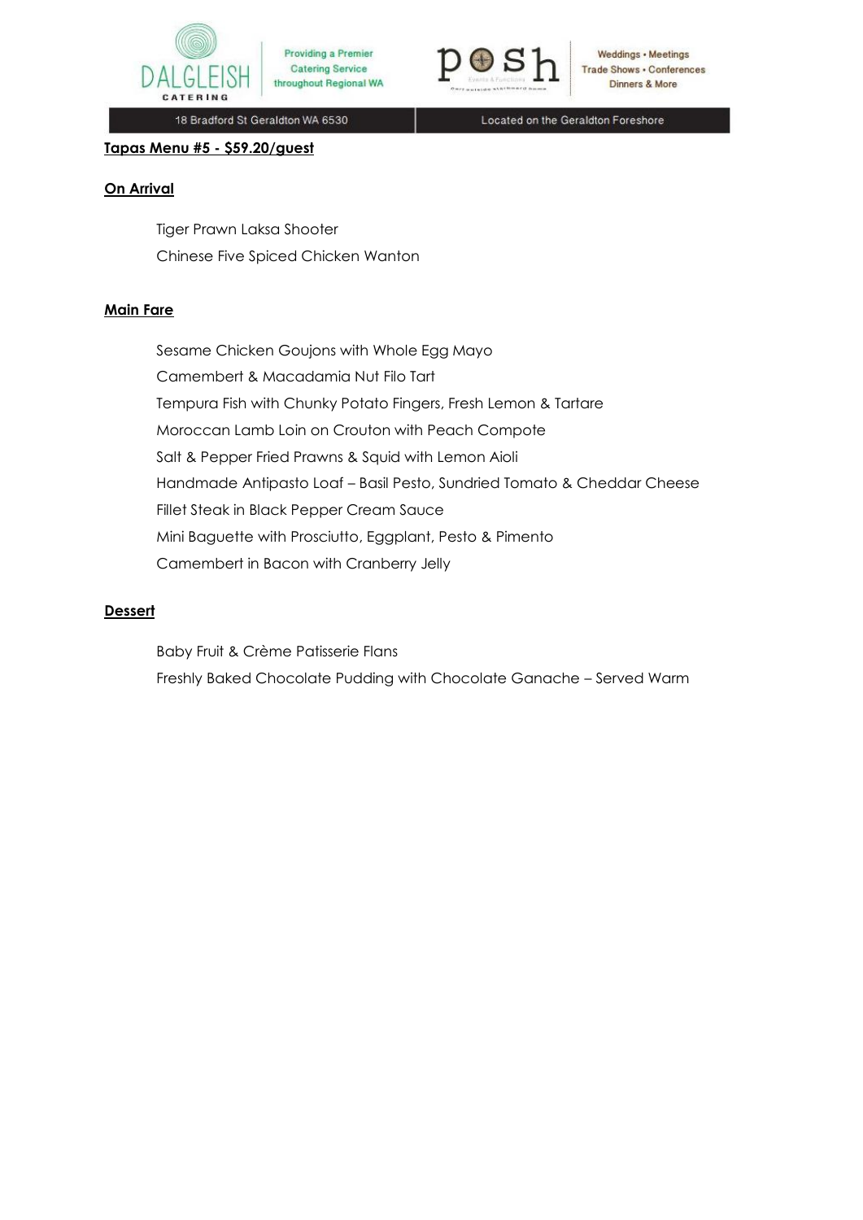**Tapas Menu #5 - $59.20/guest**

**On Arrival**

Tiger Prawn Laksa Shooter

Chinese Five Spiced Chicken Wanton

**Main Fare**

Sesame Chicken Goujons with Whole Egg Mayo

Camembert & Macadamia Nut Filo Tart

Tempura Fish with Chunky Potato Fingers, Fresh Lemon & Tartare

Moroccan Lamb Loin on Crouton with Peach Compote

Salt & Pepper Fried Prawns & Squid with Lemon Aioli

Handmade Antipasto Loaf – Basil Pesto, Sundried Tomato & Cheddar Cheese

Fillet Steak in Black Pepper Cream Sauce

Mini Baguette with Prosciutto, Eggplant, Pesto & Pimento

Camembert in Bacon with Cranberry Jelly

**Dessert**

Baby Fruit & Crème Patisserie Flans

Freshly Baked Chocolate Pudding with Chocolate Ganache – Served Warm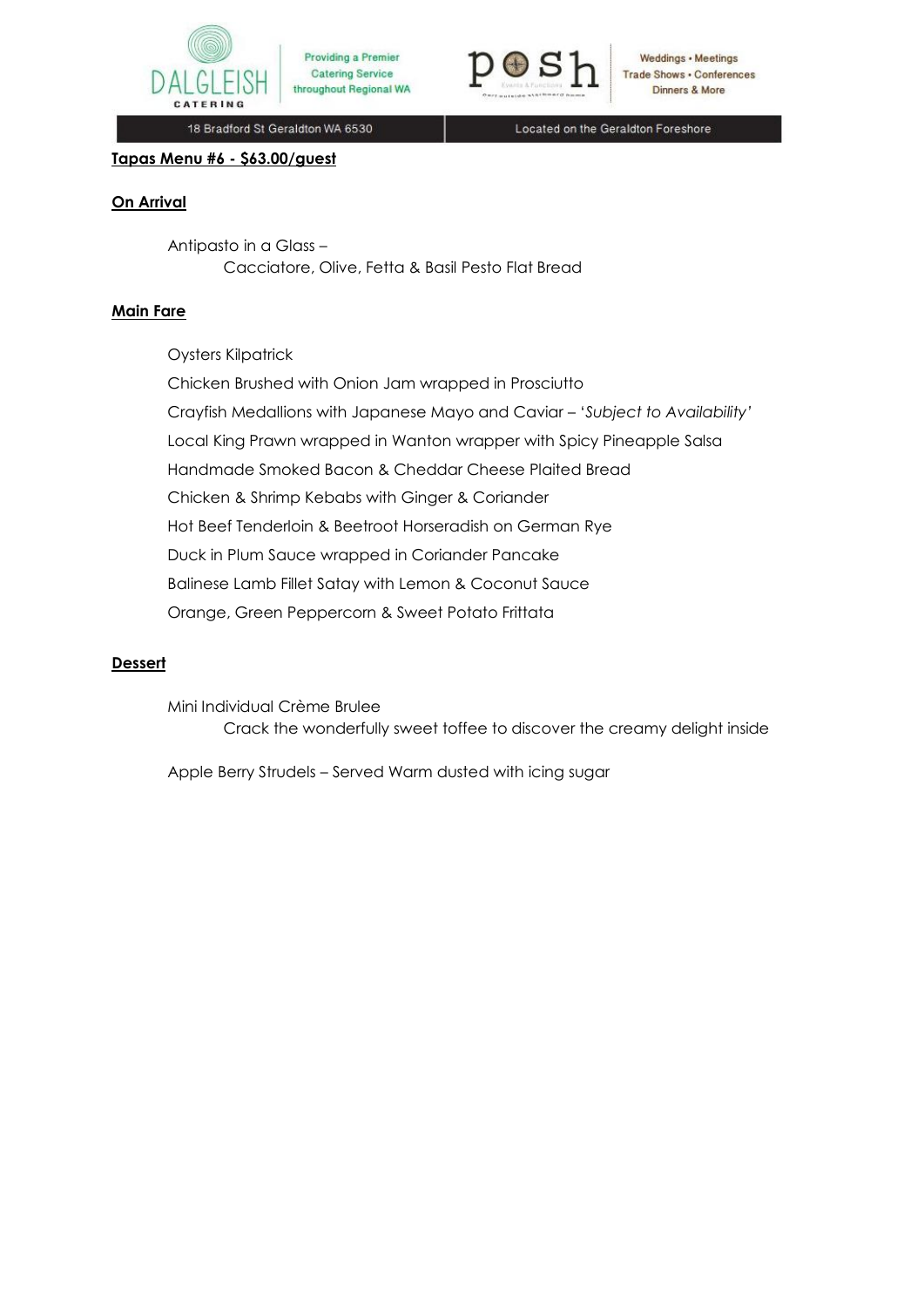**Tapas Menu #6 - $63.00/guest**

**On Arrival**

Antipasto in a Glass –
Cacciatore, Olive, Fetta & Basil Pesto Flat Bread

**Main Fare**

Oysters Kilpatrick
Chicken Brushed with Onion Jam wrapped in Prosciutto
Crayfish Medallions with Japanese Mayo and Caviar – '*Subject to Availability*'
Local King Prawn wrapped in Wanton wrapper with Spicy Pineapple Salsa
Handmade Smoked Bacon & Cheddar Cheese Plaited Bread
Chicken & Shrimp Kebabs with Ginger & Coriander
Hot Beef Tenderloin & Beetroot Horseradish on German Rye
Duck in Plum Sauce wrapped in Coriander Pancake
Balinese Lamb Fillet Satay with Lemon & Coconut Sauce
Orange, Green Peppercorn & Sweet Potato Frittata

**Dessert**

Mini Individual Crème Brulee
Crack the wonderfully sweet toffee to discover the creamy delight inside

Apple Berry Strudels – Served Warm dusted with icing sugar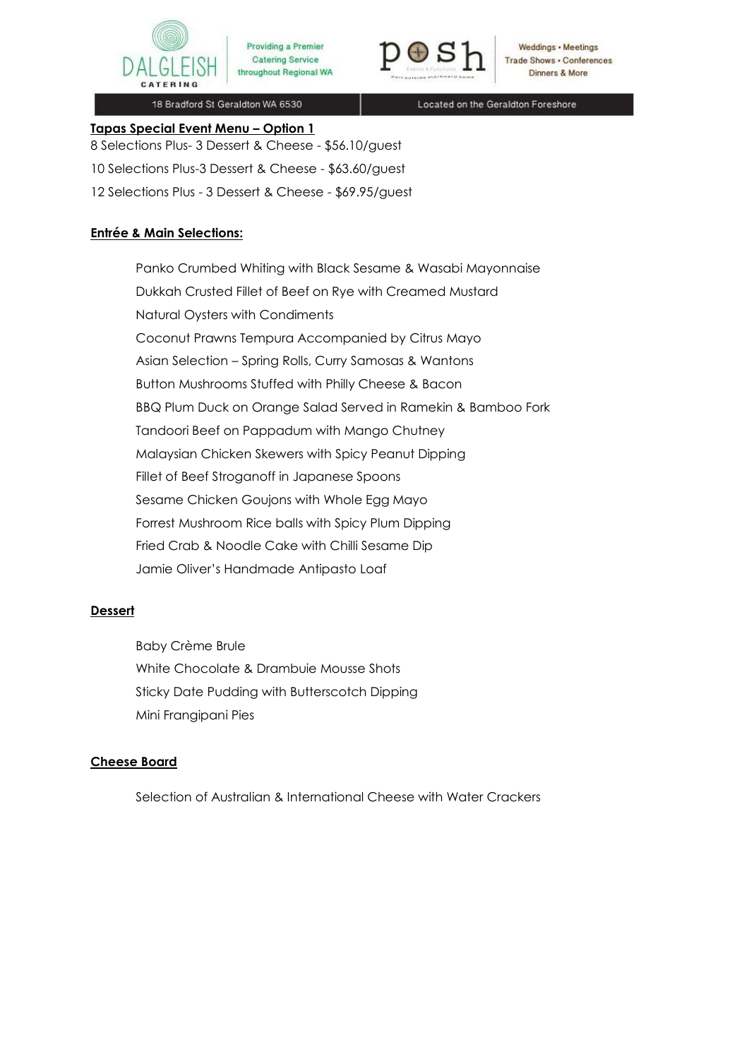## Tapas Special Event Menu – Option 1

8 Selections Plus- 3 Dessert & Cheese - $56.10/guest

10 Selections Plus-3 Dessert & Cheese - $63.60/guest

12 Selections Plus - 3 Dessert & Cheese - $69.95/guest

### Entrée & Main Selections:

Panko Crumbed Whiting with Black Sesame & Wasabi Mayonnaise
Dukkah Crusted Fillet of Beef on Rye with Creamed Mustard
Natural Oysters with Condiments
Coconut Prawns Tempura Accompanied by Citrus Mayo
Asian Selection – Spring Rolls, Curry Samosas & Wantons
Button Mushrooms Stuffed with Philly Cheese & Bacon
BBQ Plum Duck on Orange Salad Served in Ramekin & Bamboo Fork
Tandoori Beef on Pappadum with Mango Chutney
Malaysian Chicken Skewers with Spicy Peanut Dipping
Fillet of Beef Stroganoff in Japanese Spoons
Sesame Chicken Goujons with Whole Egg Mayo
Forrest Mushroom Rice balls with Spicy Plum Dipping
Fried Crab & Noodle Cake with Chilli Sesame Dip
Jamie Oliver's Handmade Antipasto Loaf

### Dessert

Baby Crème Brule
White Chocolate & Drambuie Mousse Shots
Sticky Date Pudding with Butterscotch Dipping
Mini Frangipani Pies

### Cheese Board

Selection of Australian & International Cheese with Water Crackers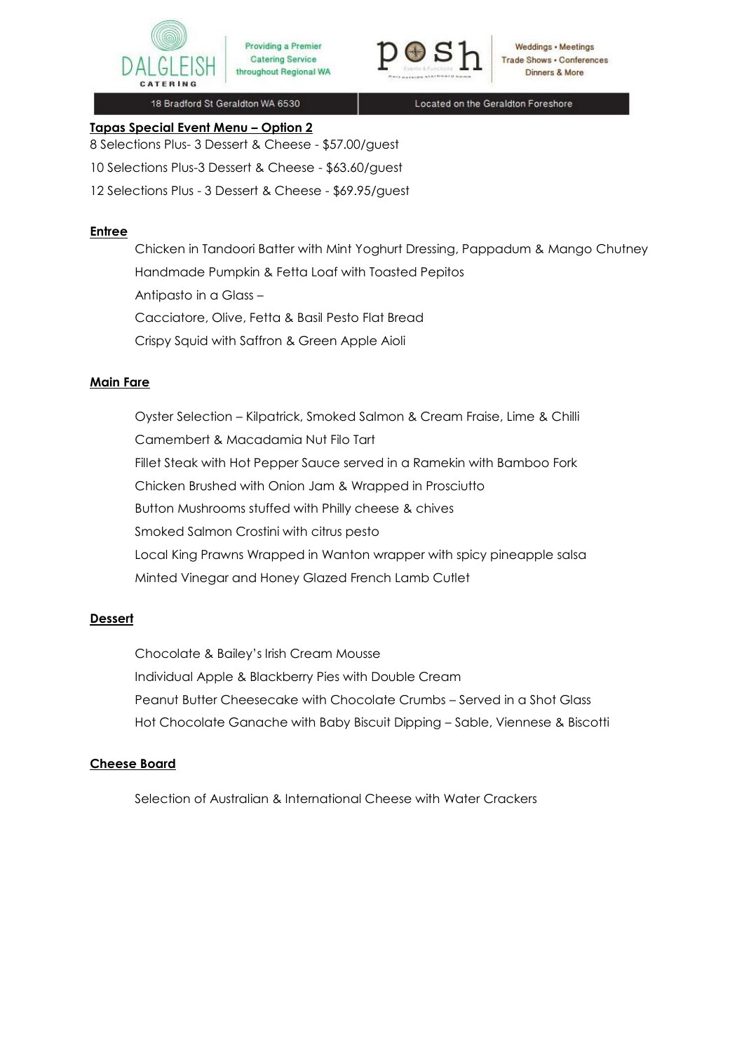## Tapas Special Event Menu – Option 2

8 Selections Plus- 3 Dessert & Cheese - $57.00/guest

10 Selections Plus-3 Dessert & Cheese - $63.60/guest

12 Selections Plus - 3 Dessert & Cheese - $69.95/guest

### Entree

Chicken in Tandoori Batter with Mint Yoghurt Dressing, Pappadum & Mango Chutney

Handmade Pumpkin & Fetta Loaf with Toasted Pepitos

Antipasto in a Glass –

Cacciatore, Olive, Fetta & Basil Pesto Flat Bread

Crispy Squid with Saffron & Green Apple Aioli

### Main Fare

Oyster Selection – Kilpatrick, Smoked Salmon & Cream Fraise, Lime & Chilli

Camembert & Macadamia Nut Filo Tart

Fillet Steak with Hot Pepper Sauce served in a Ramekin with Bamboo Fork

Chicken Brushed with Onion Jam & Wrapped in Prosciutto

Button Mushrooms stuffed with Philly cheese & chives

Smoked Salmon Crostini with citrus pesto

Local King Prawns Wrapped in Wanton wrapper with spicy pineapple salsa

Minted Vinegar and Honey Glazed French Lamb Cutlet

### Dessert

Chocolate & Bailey's Irish Cream Mousse

Individual Apple & Blackberry Pies with Double Cream

Peanut Butter Cheesecake with Chocolate Crumbs – Served in a Shot Glass

Hot Chocolate Ganache with Baby Biscuit Dipping – Sable, Viennese & Biscotti

### Cheese Board

Selection of Australian & International Cheese with Water Crackers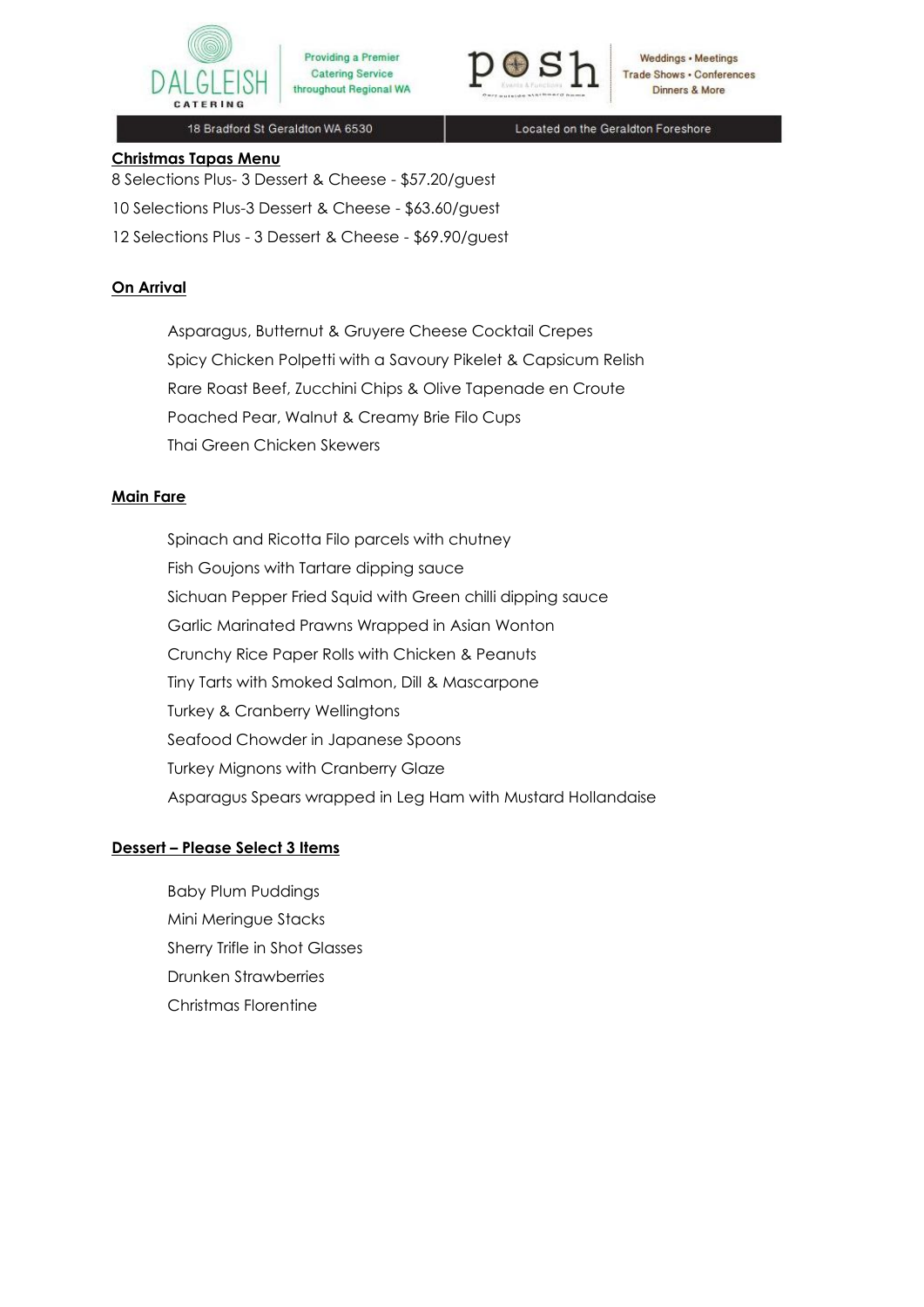Providing a Premier Catering Service throughout Regional WA

Weddings • Meetings Trade Shows • Conferences Dinners & More

18 Bradford St Geraldton WA 6530 | Located on the Geraldton Foreshore

## Christmas Tapas Menu

8 Selections Plus- 3 Dessert & Cheese - $57.20/guest

10 Selections Plus-3 Dessert & Cheese - $63.60/guest

12 Selections Plus - 3 Dessert & Cheese - $69.90/guest

### On Arrival

Asparagus, Butternut & Gruyere Cheese Cocktail Crepes

Spicy Chicken Polpetti with a Savoury Pikelet & Capsicum Relish

Rare Roast Beef, Zucchini Chips & Olive Tapenade en Croute

Poached Pear, Walnut & Creamy Brie Filo Cups

Thai Green Chicken Skewers

### Main Fare

Spinach and Ricotta Filo parcels with chutney

Fish Goujons with Tartare dipping sauce

Sichuan Pepper Fried Squid with Green chilli dipping sauce

Garlic Marinated Prawns Wrapped in Asian Wonton

Crunchy Rice Paper Rolls with Chicken & Peanuts

Tiny Tarts with Smoked Salmon, Dill & Mascarpone

Turkey & Cranberry Wellingtons

Seafood Chowder in Japanese Spoons

Turkey Mignons with Cranberry Glaze

Asparagus Spears wrapped in Leg Ham with Mustard Hollandaise

### Dessert – Please Select 3 Items

Baby Plum Puddings

Mini Meringue Stacks

Sherry Trifle in Shot Glasses

Drunken Strawberries

Christmas Florentine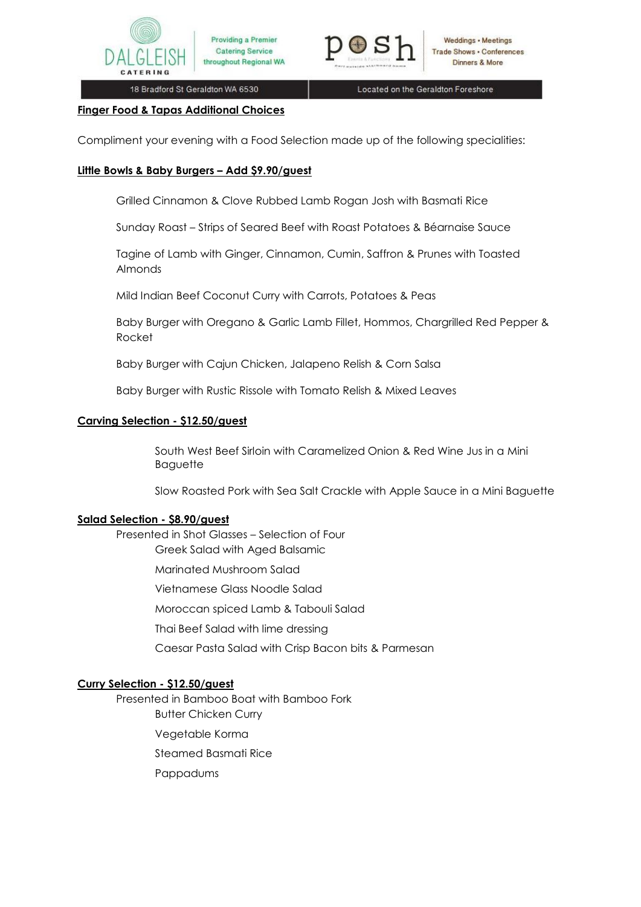## Finger Food & Tapas Additional Choices

Compliment your evening with a Food Selection made up of the following specialities:

### Little Bowls & Baby Burgers – Add $9.90/guest

Grilled Cinnamon & Clove Rubbed Lamb Rogan Josh with Basmati Rice

Sunday Roast – Strips of Seared Beef with Roast Potatoes & Béarnaise Sauce

Tagine of Lamb with Ginger, Cinnamon, Cumin, Saffron & Prunes with Toasted Almonds

Mild Indian Beef Coconut Curry with Carrots, Potatoes & Peas

Baby Burger with Oregano & Garlic Lamb Fillet, Hommos, Chargrilled Red Pepper & Rocket

Baby Burger with Cajun Chicken, Jalapeno Relish & Corn Salsa

Baby Burger with Rustic Rissole with Tomato Relish & Mixed Leaves

### Carving Selection - $12.50/guest

South West Beef Sirloin with Caramelized Onion & Red Wine Jus in a Mini Baguette

Slow Roasted Pork with Sea Salt Crackle with Apple Sauce in a Mini Baguette

### Salad Selection - $8.90/guest

Presented in Shot Glasses – Selection of Four

Greek Salad with Aged Balsamic

Marinated Mushroom Salad

Vietnamese Glass Noodle Salad

Moroccan spiced Lamb & Tabouli Salad

Thai Beef Salad with lime dressing

Caesar Pasta Salad with Crisp Bacon bits & Parmesan

### Curry Selection - $12.50/guest

Presented in Bamboo Boat with Bamboo Fork

Butter Chicken Curry

Vegetable Korma

Steamed Basmati Rice

Pappadums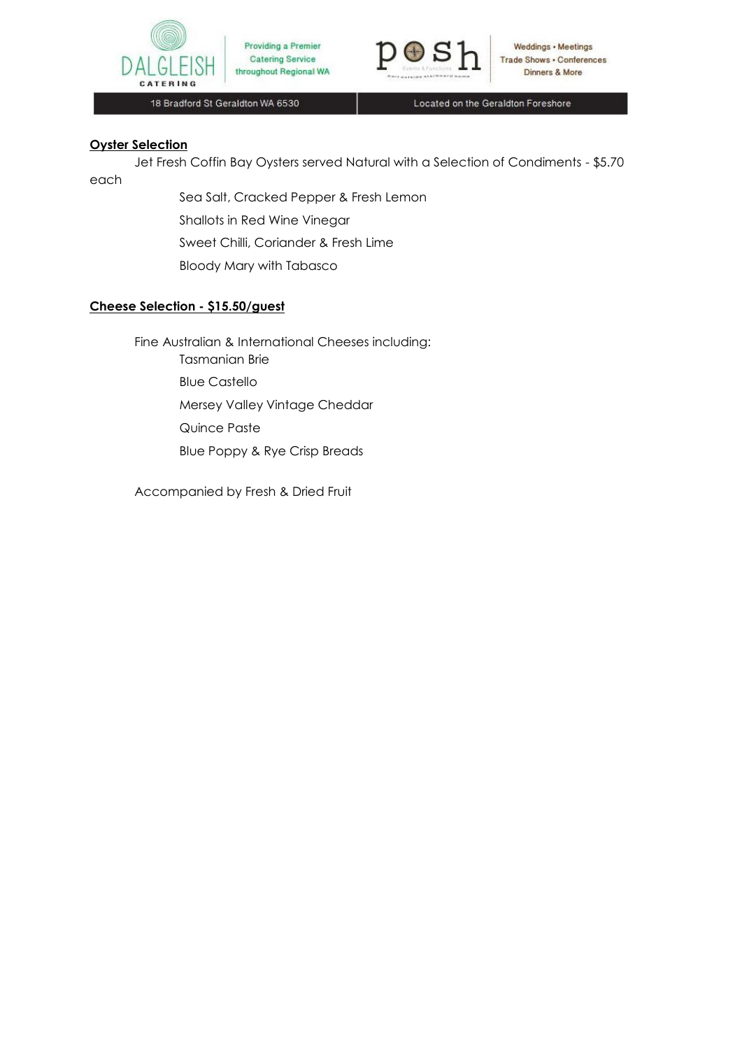## **Oyster Selection**

Jet Fresh Coffin Bay Oysters served Natural with a Selection of Condiments - $5.70 each

- Sea Salt, Cracked Pepper & Fresh Lemon
- Shallots in Red Wine Vinegar
- Sweet Chilli, Coriander & Fresh Lime
- Bloody Mary with Tabasco

## **Cheese Selection - $15.50/guest**

Fine Australian & International Cheeses including:

- Tasmanian Brie
- Blue Castello
- Mersey Valley Vintage Cheddar
- Quince Paste
- Blue Poppy & Rye Crisp Breads

Accompanied by Fresh & Dried Fruit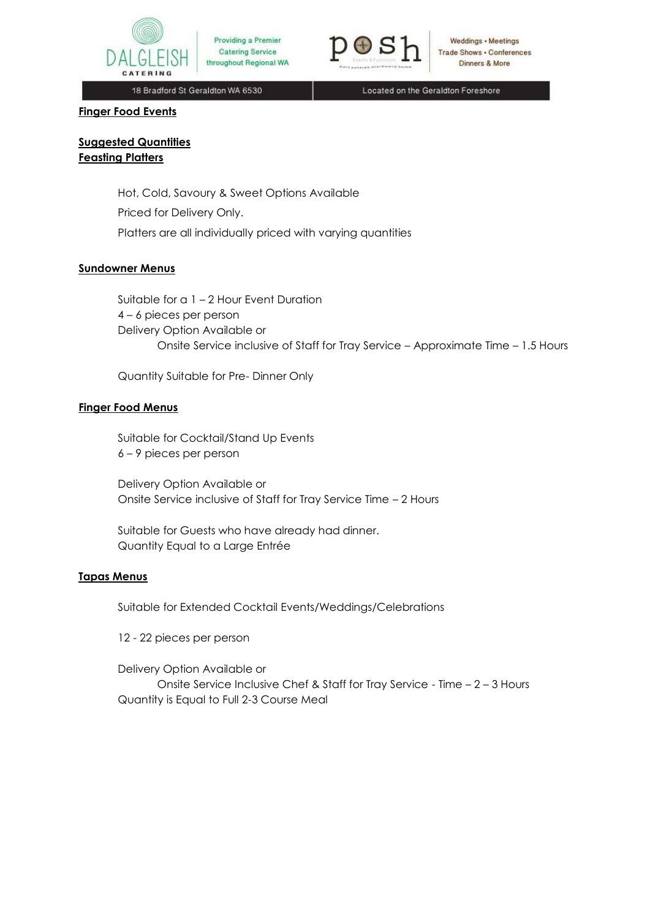**Finger Food Events**

**Suggested Quantities**
**Feasting Platters**

Hot, Cold, Savoury & Sweet Options Available

Priced for Delivery Only.

Platters are all individually priced with varying quantities

**Sundowner Menus**

Suitable for a 1 – 2 Hour Event Duration
4 – 6 pieces per person
Delivery Option Available or
Onsite Service inclusive of Staff for Tray Service – Approximate Time – 1.5 Hours

Quantity Suitable for Pre- Dinner Only

**Finger Food Menus**

Suitable for Cocktail/Stand Up Events
6 – 9 pieces per person

Delivery Option Available or
Onsite Service inclusive of Staff for Tray Service Time – 2 Hours

Suitable for Guests who have already had dinner.
Quantity Equal to a Large Entrée

**Tapas Menus**

Suitable for Extended Cocktail Events/Weddings/Celebrations

12 - 22 pieces per person

Delivery Option Available or
Onsite Service Inclusive Chef & Staff for Tray Service - Time – 2 – 3 Hours
Quantity is Equal to Full 2-3 Course Meal